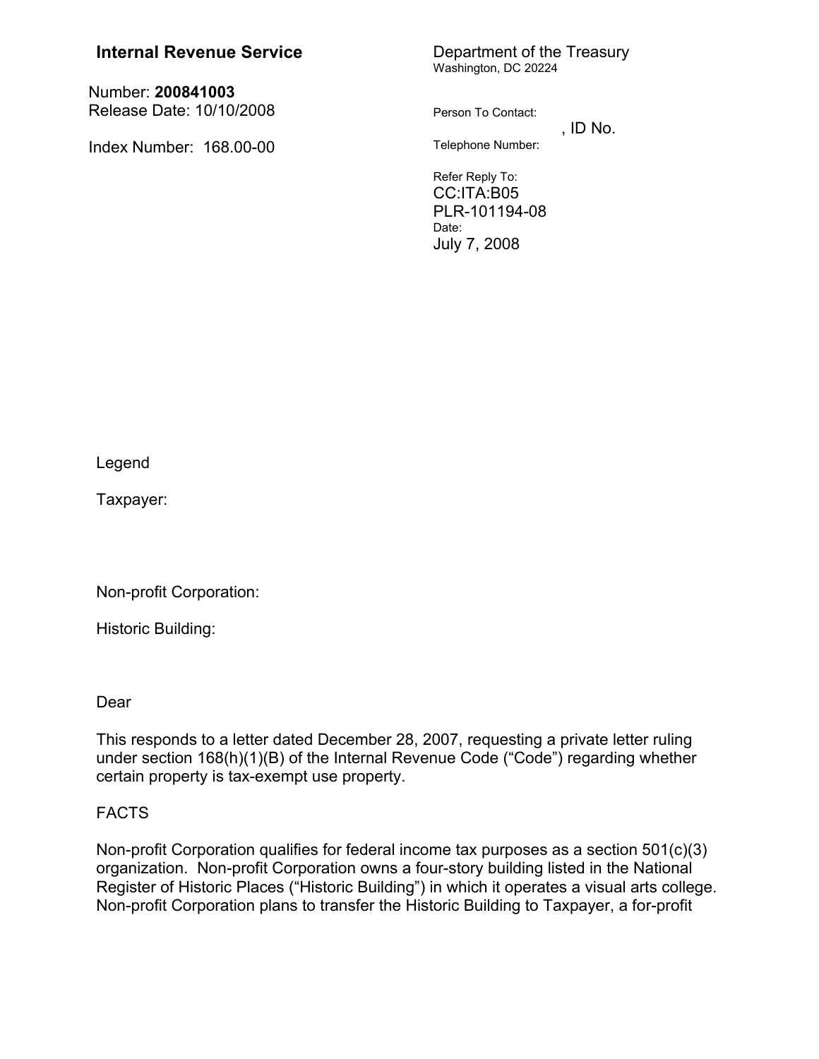**Internal Revenue Service**

Number: **200841003**
Release Date: 10/10/2008

Index Number: 168.00-00

Department of the Treasury
Washington, DC 20224

Person To Contact:
, ID No.
Telephone Number:

Refer Reply To:
CC:ITA:B05
PLR-101194-08
Date:
July 7, 2008

Legend

Taxpayer:

Non-profit Corporation:

Historic Building:

Dear

This responds to a letter dated December 28, 2007, requesting a private letter ruling under section 168(h)(1)(B) of the Internal Revenue Code ("Code") regarding whether certain property is tax-exempt use property.

FACTS

Non-profit Corporation qualifies for federal income tax purposes as a section 501(c)(3) organization. Non-profit Corporation owns a four-story building listed in the National Register of Historic Places ("Historic Building") in which it operates a visual arts college. Non-profit Corporation plans to transfer the Historic Building to Taxpayer, a for-profit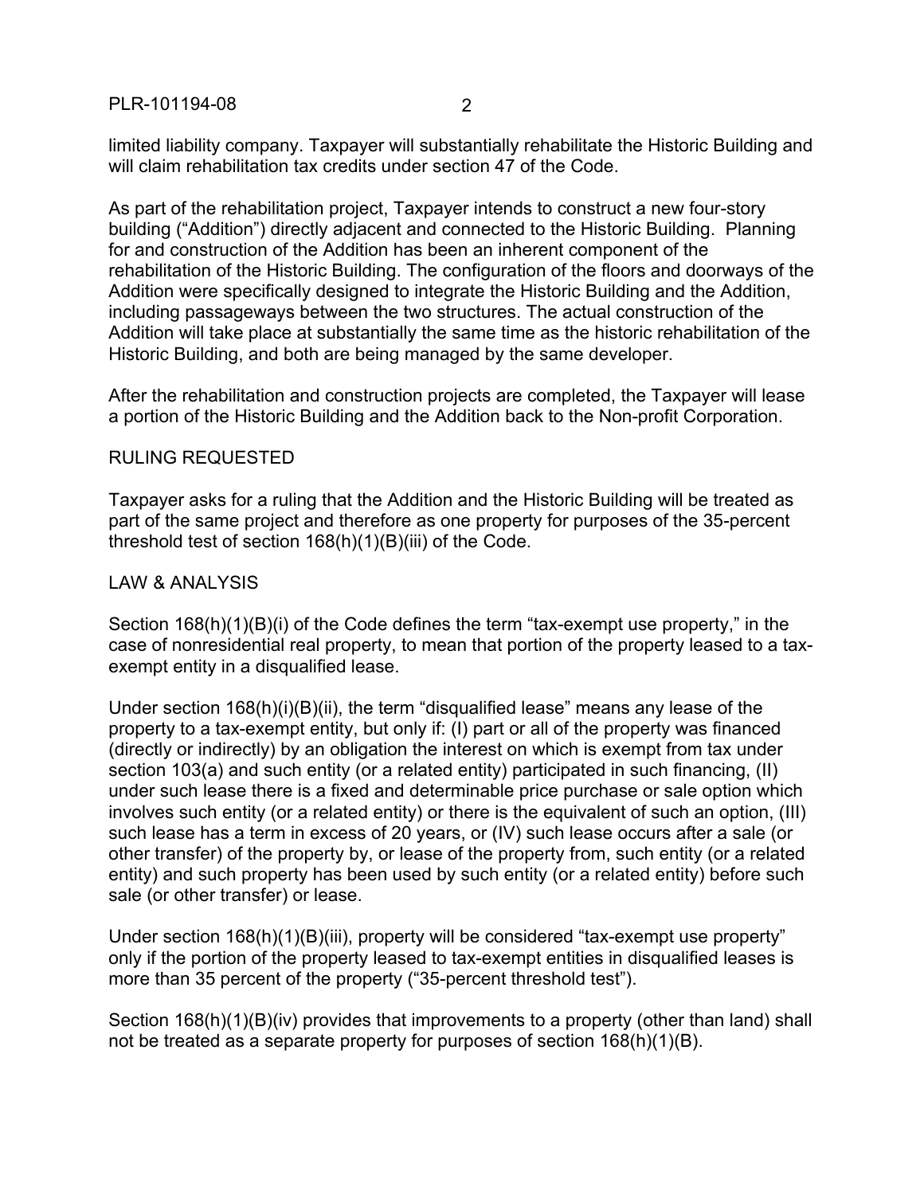limited liability company. Taxpayer will substantially rehabilitate the Historic Building and will claim rehabilitation tax credits under section 47 of the Code.

As part of the rehabilitation project, Taxpayer intends to construct a new four-story building ("Addition") directly adjacent and connected to the Historic Building. Planning for and construction of the Addition has been an inherent component of the rehabilitation of the Historic Building. The configuration of the floors and doorways of the Addition were specifically designed to integrate the Historic Building and the Addition, including passageways between the two structures. The actual construction of the Addition will take place at substantially the same time as the historic rehabilitation of the Historic Building, and both are being managed by the same developer.

After the rehabilitation and construction projects are completed, the Taxpayer will lease a portion of the Historic Building and the Addition back to the Non-profit Corporation.

## RULING REQUESTED

Taxpayer asks for a ruling that the Addition and the Historic Building will be treated as part of the same project and therefore as one property for purposes of the 35-percent threshold test of section 168(h)(1)(B)(iii) of the Code.

## LAW & ANALYSIS

Section 168(h)(1)(B)(i) of the Code defines the term "tax-exempt use property," in the case of nonresidential real property, to mean that portion of the property leased to a tax-exempt entity in a disqualified lease.

Under section 168(h)(i)(B)(ii), the term "disqualified lease" means any lease of the property to a tax-exempt entity, but only if: (I) part or all of the property was financed (directly or indirectly) by an obligation the interest on which is exempt from tax under section 103(a) and such entity (or a related entity) participated in such financing, (II) under such lease there is a fixed and determinable price purchase or sale option which involves such entity (or a related entity) or there is the equivalent of such an option, (III) such lease has a term in excess of 20 years, or (IV) such lease occurs after a sale (or other transfer) of the property by, or lease of the property from, such entity (or a related entity) and such property has been used by such entity (or a related entity) before such sale (or other transfer) or lease.

Under section 168(h)(1)(B)(iii), property will be considered "tax-exempt use property" only if the portion of the property leased to tax-exempt entities in disqualified leases is more than 35 percent of the property ("35-percent threshold test").

Section 168(h)(1)(B)(iv) provides that improvements to a property (other than land) shall not be treated as a separate property for purposes of section 168(h)(1)(B).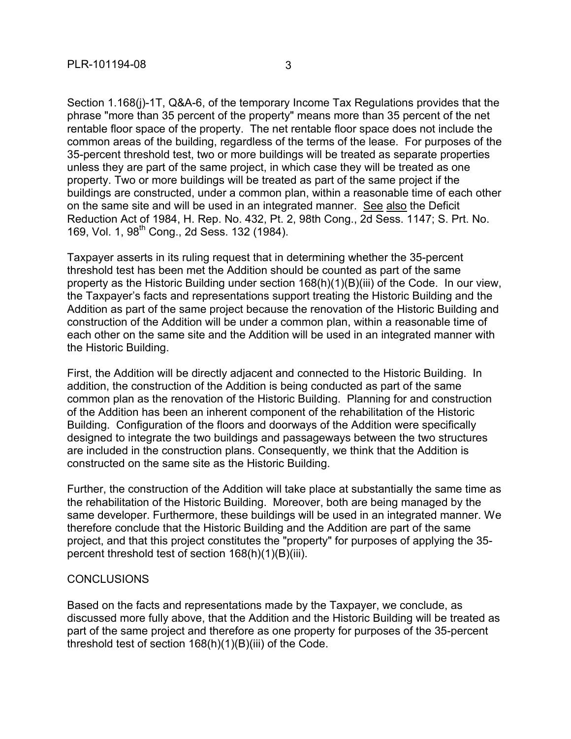Section 1.168(j)-1T, Q&A-6, of the temporary Income Tax Regulations provides that the phrase "more than 35 percent of the property" means more than 35 percent of the net rentable floor space of the property. The net rentable floor space does not include the common areas of the building, regardless of the terms of the lease. For purposes of the 35-percent threshold test, two or more buildings will be treated as separate properties unless they are part of the same project, in which case they will be treated as one property. Two or more buildings will be treated as part of the same project if the buildings are constructed, under a common plan, within a reasonable time of each other on the same site and will be used in an integrated manner. See also the Deficit Reduction Act of 1984, H. Rep. No. 432, Pt. 2, 98th Cong., 2d Sess. 1147; S. Prt. No. 169, Vol. 1, 98th Cong., 2d Sess. 132 (1984).

Taxpayer asserts in its ruling request that in determining whether the 35-percent threshold test has been met the Addition should be counted as part of the same property as the Historic Building under section 168(h)(1)(B)(iii) of the Code. In our view, the Taxpayer's facts and representations support treating the Historic Building and the Addition as part of the same project because the renovation of the Historic Building and construction of the Addition will be under a common plan, within a reasonable time of each other on the same site and the Addition will be used in an integrated manner with the Historic Building.

First, the Addition will be directly adjacent and connected to the Historic Building. In addition, the construction of the Addition is being conducted as part of the same common plan as the renovation of the Historic Building. Planning for and construction of the Addition has been an inherent component of the rehabilitation of the Historic Building. Configuration of the floors and doorways of the Addition were specifically designed to integrate the two buildings and passageways between the two structures are included in the construction plans. Consequently, we think that the Addition is constructed on the same site as the Historic Building.

Further, the construction of the Addition will take place at substantially the same time as the rehabilitation of the Historic Building. Moreover, both are being managed by the same developer. Furthermore, these buildings will be used in an integrated manner. We therefore conclude that the Historic Building and the Addition are part of the same project, and that this project constitutes the "property" for purposes of applying the 35-percent threshold test of section 168(h)(1)(B)(iii).

## CONCLUSIONS

Based on the facts and representations made by the Taxpayer, we conclude, as discussed more fully above, that the Addition and the Historic Building will be treated as part of the same project and therefore as one property for purposes of the 35-percent threshold test of section 168(h)(1)(B)(iii) of the Code.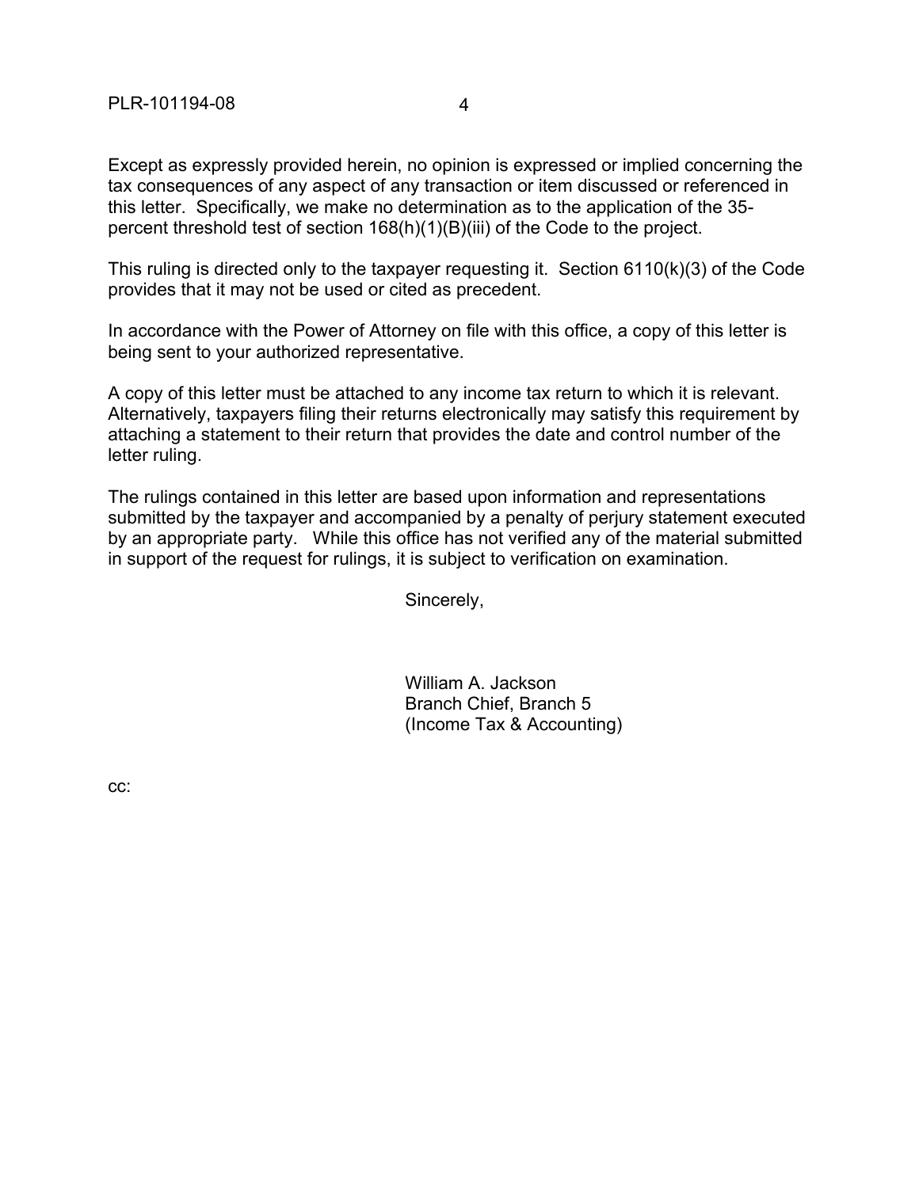Except as expressly provided herein, no opinion is expressed or implied concerning the tax consequences of any aspect of any transaction or item discussed or referenced in this letter. Specifically, we make no determination as to the application of the 35-percent threshold test of section 168(h)(1)(B)(iii) of the Code to the project.

This ruling is directed only to the taxpayer requesting it. Section 6110(k)(3) of the Code provides that it may not be used or cited as precedent.

In accordance with the Power of Attorney on file with this office, a copy of this letter is being sent to your authorized representative.

A copy of this letter must be attached to any income tax return to which it is relevant. Alternatively, taxpayers filing their returns electronically may satisfy this requirement by attaching a statement to their return that provides the date and control number of the letter ruling.

The rulings contained in this letter are based upon information and representations submitted by the taxpayer and accompanied by a penalty of perjury statement executed by an appropriate party. While this office has not verified any of the material submitted in support of the request for rulings, it is subject to verification on examination.

Sincerely,

William A. Jackson
Branch Chief, Branch 5
(Income Tax & Accounting)

cc: